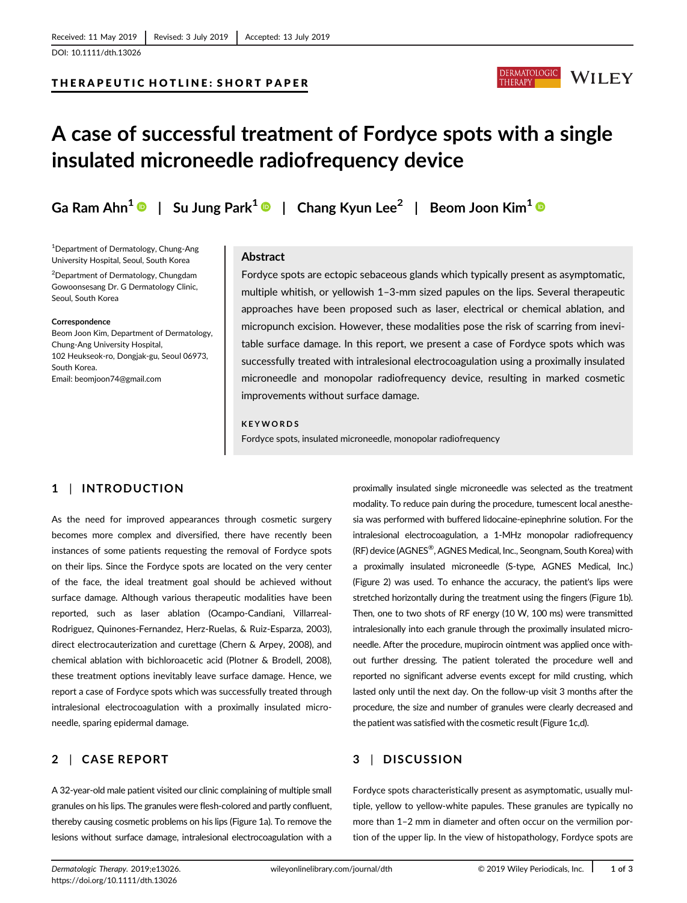Received: 11 May 2019 | Revised: 3 July 2019 | Accepted: 13 July 2019

DOI: 10.1111/dth.13026

THERAPEUTIC HOTLINE: SHORT PAPER

# A case of successful treatment of Fordyce spots with a single insulated microneedle radiofrequency device

**Ga Ram Ahn[1] | Su Jung Park[1] | Chang Kyun Lee[2] | Beom Joon Kim[1]**

[1]Department of Dermatology, Chung-Ang University Hospital, Seoul, South Korea

[2]Department of Dermatology, Chungdam Gowoonsesang Dr. G Dermatology Clinic, Seoul, South Korea

**Correspondence**
Beom Joon Kim, Department of Dermatology, Chung-Ang University Hospital, 102 Heukseok-ro, Dongjak-gu, Seoul 06973, South Korea.
Email: beomjoon74@gmail.com

## Abstract

Fordyce spots are ectopic sebaceous glands which typically present as asymptomatic, multiple whitish, or yellowish 1–3-mm sized papules on the lips. Several therapeutic approaches have been proposed such as laser, electrical or chemical ablation, and micropunch excision. However, these modalities pose the risk of scarring from inevitable surface damage. In this report, we present a case of Fordyce spots which was successfully treated with intralesional electrocoagulation using a proximally insulated microneedle and monopolar radiofrequency device, resulting in marked cosmetic improvements without surface damage.

**KEYWORDS**

Fordyce spots, insulated microneedle, monopolar radiofrequency

## 1 | INTRODUCTION

As the need for improved appearances through cosmetic surgery becomes more complex and diversified, there have recently been instances of some patients requesting the removal of Fordyce spots on their lips. Since the Fordyce spots are located on the very center of the face, the ideal treatment goal should be achieved without surface damage. Although various therapeutic modalities have been reported, such as laser ablation (Ocampo-Candiani, Villarreal-Rodriguez, Quinones-Fernandez, Herz-Ruelas, & Ruiz-Esparza, 2003), direct electrocauterization and curettage (Chern & Arpey, 2008), and chemical ablation with bichloroacetic acid (Plotner & Brodell, 2008), these treatment options inevitably leave surface damage. Hence, we report a case of Fordyce spots which was successfully treated through intralesional electrocoagulation with a proximally insulated microneedle, sparing epidermal damage.

## 2 | CASE REPORT

A 32-year-old male patient visited our clinic complaining of multiple small granules on his lips. The granules were flesh-colored and partly confluent, thereby causing cosmetic problems on his lips (Figure 1a). To remove the lesions without surface damage, intralesional electrocoagulation with a proximally insulated single microneedle was selected as the treatment modality. To reduce pain during the procedure, tumescent local anesthesia was performed with buffered lidocaine-epinephrine solution. For the intralesional electrocoagulation, a 1-MHz monopolar radiofrequency (RF) device (AGNES®, AGNES Medical, Inc., Seongnam, South Korea) with a proximally insulated microneedle (S-type, AGNES Medical, Inc.) (Figure 2) was used. To enhance the accuracy, the patient's lips were stretched horizontally during the treatment using the fingers (Figure 1b). Then, one to two shots of RF energy (10 W, 100 ms) were transmitted intralesionally into each granule through the proximally insulated microneedle. After the procedure, mupirocin ointment was applied once without further dressing. The patient tolerated the procedure well and reported no significant adverse events except for mild crusting, which lasted only until the next day. On the follow-up visit 3 months after the procedure, the size and number of granules were clearly decreased and the patient was satisfied with the cosmetic result (Figure 1c,d).

## 3 | DISCUSSION

Fordyce spots characteristically present as asymptomatic, usually multiple, yellow to yellow-white papules. These granules are typically no more than 1–2 mm in diameter and often occur on the vermilion portion of the upper lip. In the view of histopathology, Fordyce spots are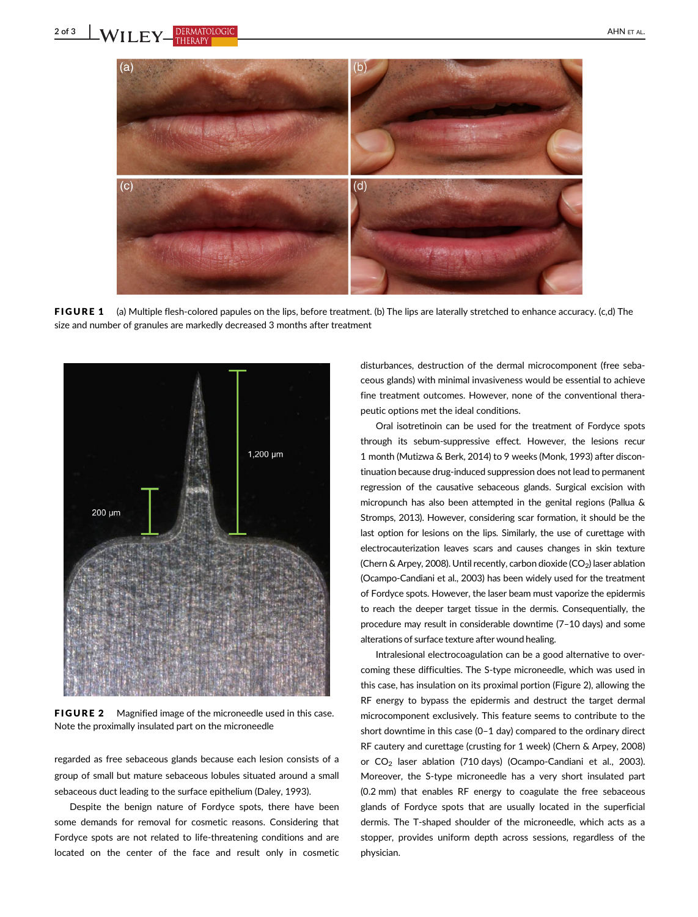FIGURE 1 (a) Multiple flesh-colored papules on the lips, before treatment. (b) The lips are laterally stretched to enhance accuracy. (c,d) The size and number of granules are markedly decreased 3 months after treatment

FIGURE 2 Magnified image of the microneedle used in this case. Note the proximally insulated part on the microneedle

regarded as free sebaceous glands because each lesion consists of a group of small but mature sebaceous lobules situated around a small sebaceous duct leading to the surface epithelium (Daley, 1993).

Despite the benign nature of Fordyce spots, there have been some demands for removal for cosmetic reasons. Considering that Fordyce spots are not related to life-threatening conditions and are located on the center of the face and result only in cosmetic disturbances, destruction of the dermal microcomponent (free sebaceous glands) with minimal invasiveness would be essential to achieve fine treatment outcomes. However, none of the conventional therapeutic options met the ideal conditions.

Oral isotretinoin can be used for the treatment of Fordyce spots through its sebum-suppressive effect. However, the lesions recur 1 month (Mutizwa & Berk, 2014) to 9 weeks (Monk, 1993) after discontinuation because drug-induced suppression does not lead to permanent regression of the causative sebaceous glands. Surgical excision with micropunch has also been attempted in the genital regions (Pallua & Stromps, 2013). However, considering scar formation, it should be the last option for lesions on the lips. Similarly, the use of curettage with electrocauterization leaves scars and causes changes in skin texture (Chern & Arpey, 2008). Until recently, carbon dioxide ($CO_2$) laser ablation (Ocampo-Candiani et al., 2003) has been widely used for the treatment of Fordyce spots. However, the laser beam must vaporize the epidermis to reach the deeper target tissue in the dermis. Consequentially, the procedure may result in considerable downtime (7–10 days) and some alterations of surface texture after wound healing.

Intralesional electrocoagulation can be a good alternative to overcoming these difficulties. The S-type microneedle, which was used in this case, has insulation on its proximal portion (Figure 2), allowing the RF energy to bypass the epidermis and destruct the target dermal microcomponent exclusively. This feature seems to contribute to the short downtime in this case (0–1 day) compared to the ordinary direct RF cautery and curettage (crusting for 1 week) (Chern & Arpey, 2008) or $CO_2$ laser ablation (710 days) (Ocampo-Candiani et al., 2003). Moreover, the S-type microneedle has a very short insulated part (0.2 mm) that enables RF energy to coagulate the free sebaceous glands of Fordyce spots that are usually located in the superficial dermis. The T-shaped shoulder of the microneedle, which acts as a stopper, provides uniform depth across sessions, regardless of the physician.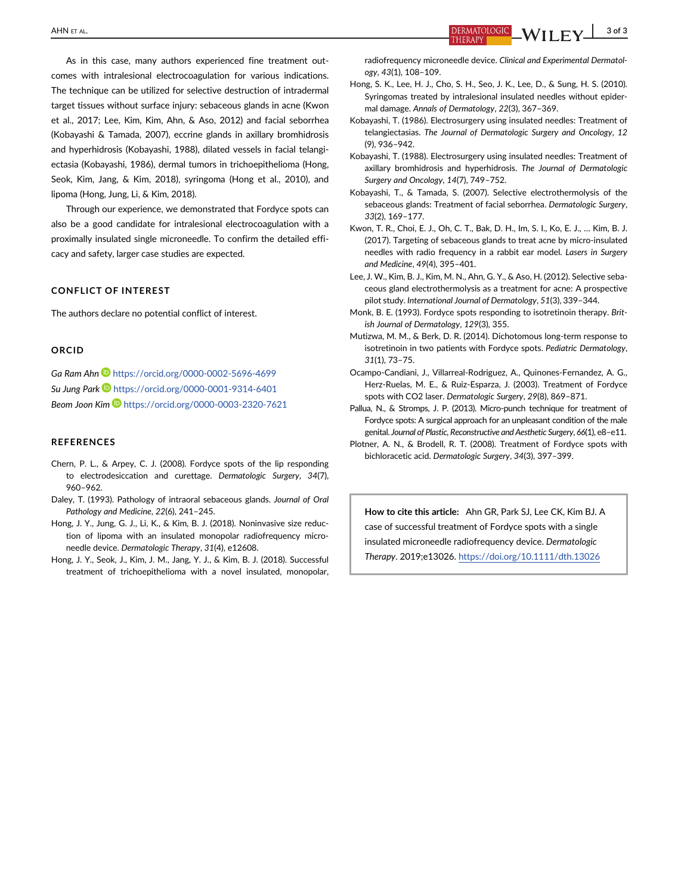As in this case, many authors experienced fine treatment outcomes with intralesional electrocoagulation for various indications. The technique can be utilized for selective destruction of intradermal target tissues without surface injury: sebaceous glands in acne (Kwon et al., 2017; Lee, Kim, Kim, Ahn, & Aso, 2012) and facial seborrhea (Kobayashi & Tamada, 2007), eccrine glands in axillary bromhidrosis and hyperhidrosis (Kobayashi, 1988), dilated vessels in facial telangiectasia (Kobayashi, 1986), dermal tumors in trichoepithelioma (Hong, Seok, Kim, Jang, & Kim, 2018), syringoma (Hong et al., 2010), and lipoma (Hong, Jung, Li, & Kim, 2018).

Through our experience, we demonstrated that Fordyce spots can also be a good candidate for intralesional electrocoagulation with a proximally insulated single microneedle. To confirm the detailed efficacy and safety, larger case studies are expected.

## CONFLICT OF INTEREST

The authors declare no potential conflict of interest.

## ORCID

*Ga Ram Ahn* https://orcid.org/0000-0002-5696-4699
*Su Jung Park* https://orcid.org/0000-0001-9314-6401
*Beom Joon Kim* https://orcid.org/0000-0003-2320-7621

## REFERENCES

Chern, P. L., & Arpey, C. J. (2008). Fordyce spots of the lip responding to electrodesiccation and curettage. *Dermatologic Surgery*, *34*(7), 960–962.

Daley, T. (1993). Pathology of intraoral sebaceous glands. *Journal of Oral Pathology and Medicine*, *22*(6), 241–245.

Hong, J. Y., Jung, G. J., Li, K., & Kim, B. J. (2018). Noninvasive size reduction of lipoma with an insulated monopolar radiofrequency microneedle device. *Dermatologic Therapy*, *31*(4), e12608.

Hong, J. Y., Seok, J., Kim, J. M., Jang, Y. J., & Kim, B. J. (2018). Successful treatment of trichoepithelioma with a novel insulated, monopolar, radiofrequency microneedle device. *Clinical and Experimental Dermatology*, *43*(1), 108–109.

Hong, S. K., Lee, H. J., Cho, S. H., Seo, J. K., Lee, D., & Sung, H. S. (2010). Syringomas treated by intralesional insulated needles without epidermal damage. *Annals of Dermatology*, *22*(3), 367–369.

Kobayashi, T. (1986). Electrosurgery using insulated needles: Treatment of telangiectasias. *The Journal of Dermatologic Surgery and Oncology*, *12*(9), 936–942.

Kobayashi, T. (1988). Electrosurgery using insulated needles: Treatment of axillary bromhidrosis and hyperhidrosis. *The Journal of Dermatologic Surgery and Oncology*, *14*(7), 749–752.

Kobayashi, T., & Tamada, S. (2007). Selective electrothermolysis of the sebaceous glands: Treatment of facial seborrhea. *Dermatologic Surgery*, *33*(2), 169–177.

Kwon, T. R., Choi, E. J., Oh, C. T., Bak, D. H., Im, S. I., Ko, E. J., … Kim, B. J. (2017). Targeting of sebaceous glands to treat acne by micro-insulated needles with radio frequency in a rabbit ear model. *Lasers in Surgery and Medicine*, *49*(4), 395–401.

Lee, J. W., Kim, B. J., Kim, M. N., Ahn, G. Y., & Aso, H. (2012). Selective sebaceous gland electrothermolysis as a treatment for acne: A prospective pilot study. *International Journal of Dermatology*, *51*(3), 339–344.

Monk, B. E. (1993). Fordyce spots responding to isotretinoin therapy. *British Journal of Dermatology*, *129*(3), 355.

Mutizwa, M. M., & Berk, D. R. (2014). Dichotomous long-term response to isotretinoin in two patients with Fordyce spots. *Pediatric Dermatology*, *31*(1), 73–75.

Ocampo-Candiani, J., Villarreal-Rodriguez, A., Quinones-Fernandez, A. G., Herz-Ruelas, M. E., & Ruiz-Esparza, J. (2003). Treatment of Fordyce spots with CO2 laser. *Dermatologic Surgery*, *29*(8), 869–871.

Pallua, N., & Stromps, J. P. (2013). Micro-punch technique for treatment of Fordyce spots: A surgical approach for an unpleasant condition of the male genital. *Journal of Plastic, Reconstructive and Aesthetic Surgery*, *66*(1), e8–e11.

Plotner, A. N., & Brodell, R. T. (2008). Treatment of Fordyce spots with bichloracetic acid. *Dermatologic Surgery*, *34*(3), 397–399.

**How to cite this article:** Ahn GR, Park SJ, Lee CK, Kim BJ. A case of successful treatment of Fordyce spots with a single insulated microneedle radiofrequency device. *Dermatologic Therapy*. 2019;e13026. https://doi.org/10.1111/dth.13026